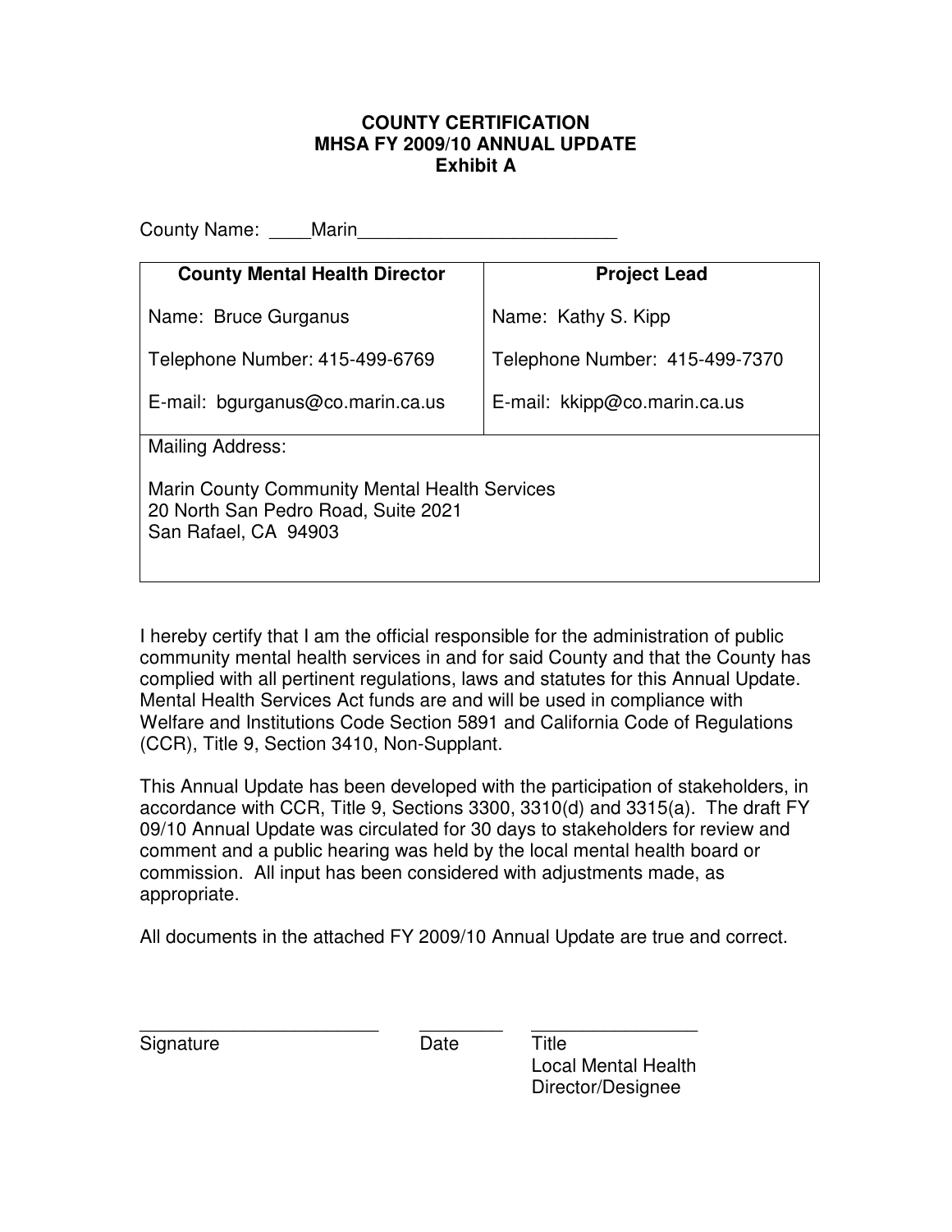**COUNTY CERTIFICATION**
**MHSA FY 2009/10 ANNUAL UPDATE**
**Exhibit A**

County Name: ____Marin_________________________

| **County Mental Health Director** | **Project Lead** |
| --- | --- |
| Name: Bruce Gurganus | Name: Kathy S. Kipp |
| Telephone Number: 415-499-6769 | Telephone Number: 415-499-7370 |
| E-mail: bgurganus@co.marin.ca.us | E-mail: kkipp@co.marin.ca.us |
| Mailing Address:<br><br>Marin County Community Mental Health Services<br>20 North San Pedro Road, Suite 2021<br>San Rafael, CA 94903 | |

I hereby certify that I am the official responsible for the administration of public community mental health services in and for said County and that the County has complied with all pertinent regulations, laws and statutes for this Annual Update. Mental Health Services Act funds are and will be used in compliance with Welfare and Institutions Code Section 5891 and California Code of Regulations (CCR), Title 9, Section 3410, Non-Supplant.

This Annual Update has been developed with the participation of stakeholders, in accordance with CCR, Title 9, Sections 3300, 3310(d) and 3315(a). The draft FY 09/10 Annual Update was circulated for 30 days to stakeholders for review and comment and a public hearing was held by the local mental health board or commission. All input has been considered with adjustments made, as appropriate.

All documents in the attached FY 2009/10 Annual Update are true and correct.

_________________________ ________ _________________
Signature Date Title
Local Mental Health
Director/Designee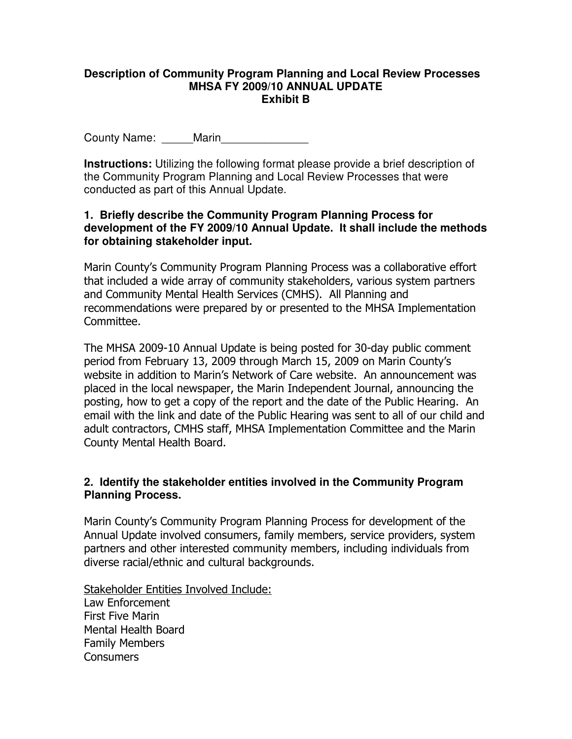**Description of Community Program Planning and Local Review Processes**
**MHSA FY 2009/10 ANNUAL UPDATE**
**Exhibit B**

County Name: _____Marin______________

**Instructions:** Utilizing the following format please provide a brief description of the Community Program Planning and Local Review Processes that were conducted as part of this Annual Update.

**1. Briefly describe the Community Program Planning Process for development of the FY 2009/10 Annual Update. It shall include the methods for obtaining stakeholder input.**

Marin County's Community Program Planning Process was a collaborative effort that included a wide array of community stakeholders, various system partners and Community Mental Health Services (CMHS). All Planning and recommendations were prepared by or presented to the MHSA Implementation Committee.

The MHSA 2009-10 Annual Update is being posted for 30-day public comment period from February 13, 2009 through March 15, 2009 on Marin County's website in addition to Marin's Network of Care website. An announcement was placed in the local newspaper, the Marin Independent Journal, announcing the posting, how to get a copy of the report and the date of the Public Hearing. An email with the link and date of the Public Hearing was sent to all of our child and adult contractors, CMHS staff, MHSA Implementation Committee and the Marin County Mental Health Board.

**2. Identify the stakeholder entities involved in the Community Program Planning Process.**

Marin County's Community Program Planning Process for development of the Annual Update involved consumers, family members, service providers, system partners and other interested community members, including individuals from diverse racial/ethnic and cultural backgrounds.

Stakeholder Entities Involved Include:
Law Enforcement
First Five Marin
Mental Health Board
Family Members
Consumers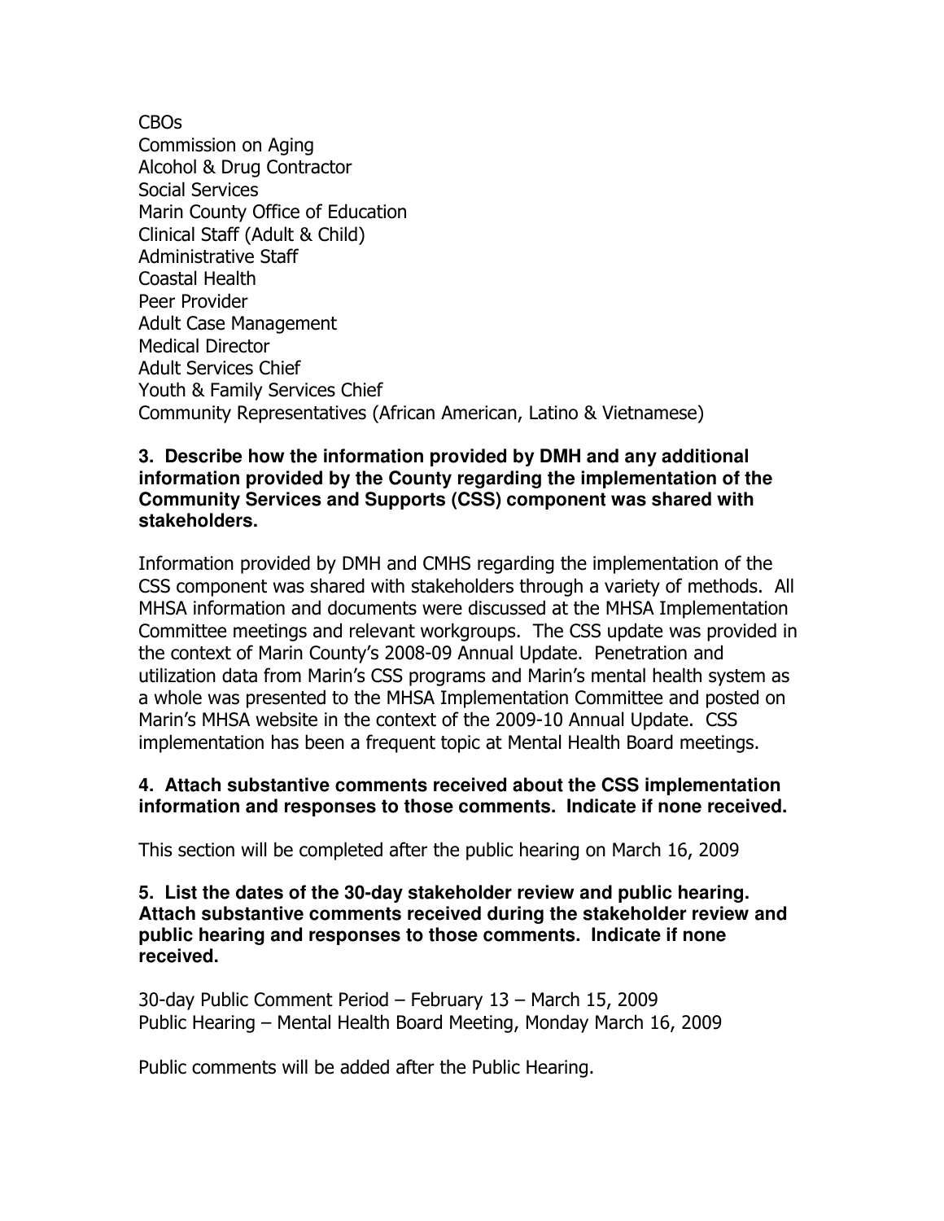CBOs
Commission on Aging
Alcohol & Drug Contractor
Social Services
Marin County Office of Education
Clinical Staff (Adult & Child)
Administrative Staff
Coastal Health
Peer Provider
Adult Case Management
Medical Director
Adult Services Chief
Youth & Family Services Chief
Community Representatives (African American, Latino & Vietnamese)

**3. Describe how the information provided by DMH and any additional information provided by the County regarding the implementation of the Community Services and Supports (CSS) component was shared with stakeholders.**

Information provided by DMH and CMHS regarding the implementation of the CSS component was shared with stakeholders through a variety of methods. All MHSA information and documents were discussed at the MHSA Implementation Committee meetings and relevant workgroups. The CSS update was provided in the context of Marin County's 2008-09 Annual Update. Penetration and utilization data from Marin's CSS programs and Marin's mental health system as a whole was presented to the MHSA Implementation Committee and posted on Marin's MHSA website in the context of the 2009-10 Annual Update. CSS implementation has been a frequent topic at Mental Health Board meetings.

**4. Attach substantive comments received about the CSS implementation information and responses to those comments. Indicate if none received.**

This section will be completed after the public hearing on March 16, 2009

**5. List the dates of the 30-day stakeholder review and public hearing. Attach substantive comments received during the stakeholder review and public hearing and responses to those comments. Indicate if none received.**

30-day Public Comment Period – February 13 – March 15, 2009
Public Hearing – Mental Health Board Meeting, Monday March 16, 2009

Public comments will be added after the Public Hearing.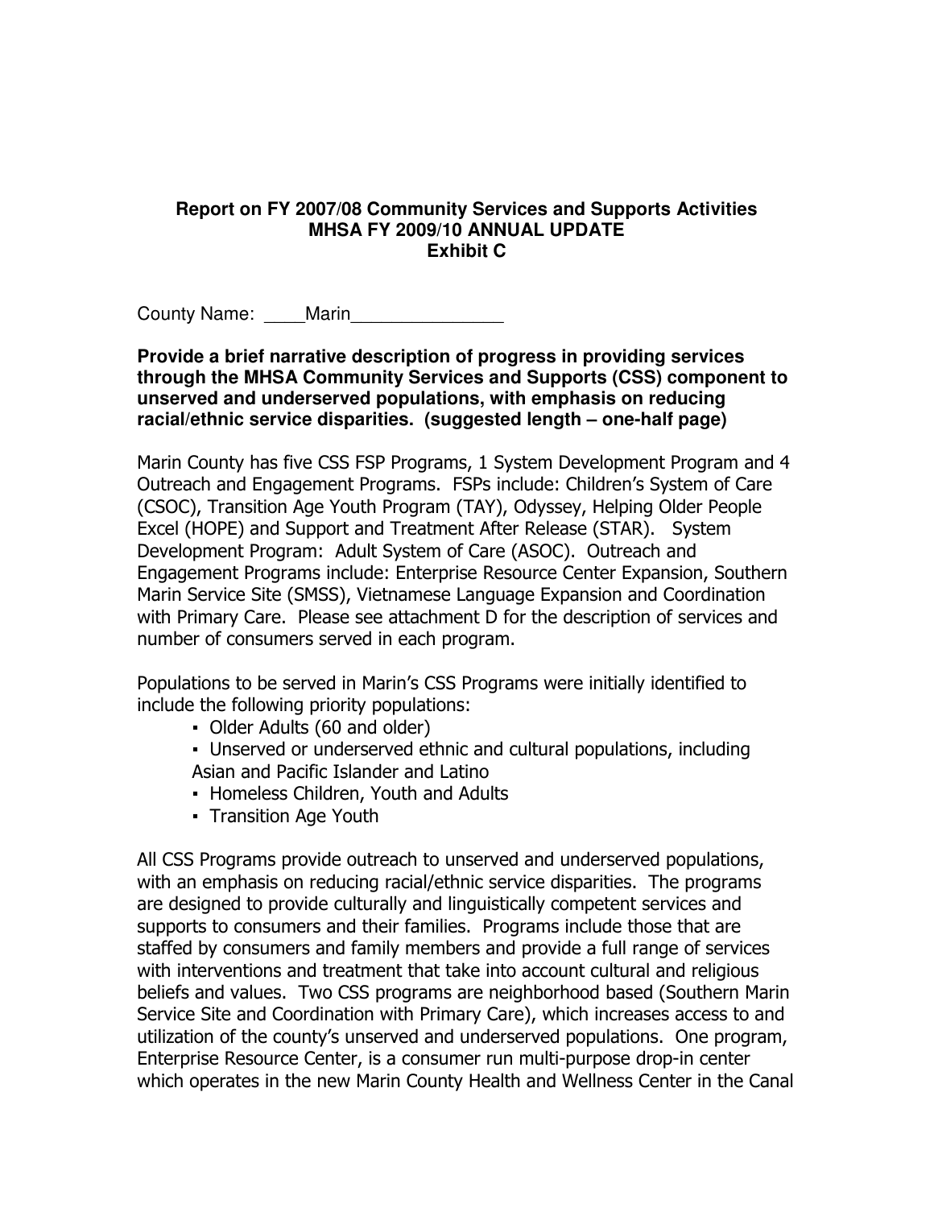**Report on FY 2007/08 Community Services and Supports Activities**
**MHSA FY 2009/10 ANNUAL UPDATE**
**Exhibit C**

County Name: ____Marin_______________

**Provide a brief narrative description of progress in providing services through the MHSA Community Services and Supports (CSS) component to unserved and underserved populations, with emphasis on reducing racial/ethnic service disparities. (suggested length – one-half page)**

Marin County has five CSS FSP Programs, 1 System Development Program and 4 Outreach and Engagement Programs. FSPs include: Children's System of Care (CSOC), Transition Age Youth Program (TAY), Odyssey, Helping Older People Excel (HOPE) and Support and Treatment After Release (STAR). System Development Program: Adult System of Care (ASOC). Outreach and Engagement Programs include: Enterprise Resource Center Expansion, Southern Marin Service Site (SMSS), Vietnamese Language Expansion and Coordination with Primary Care. Please see attachment D for the description of services and number of consumers served in each program.

Populations to be served in Marin's CSS Programs were initially identified to include the following priority populations:

- Older Adults (60 and older)
- Unserved or underserved ethnic and cultural populations, including Asian and Pacific Islander and Latino
- Homeless Children, Youth and Adults
- Transition Age Youth

All CSS Programs provide outreach to unserved and underserved populations, with an emphasis on reducing racial/ethnic service disparities. The programs are designed to provide culturally and linguistically competent services and supports to consumers and their families. Programs include those that are staffed by consumers and family members and provide a full range of services with interventions and treatment that take into account cultural and religious beliefs and values. Two CSS programs are neighborhood based (Southern Marin Service Site and Coordination with Primary Care), which increases access to and utilization of the county's unserved and underserved populations. One program, Enterprise Resource Center, is a consumer run multi-purpose drop-in center which operates in the new Marin County Health and Wellness Center in the Canal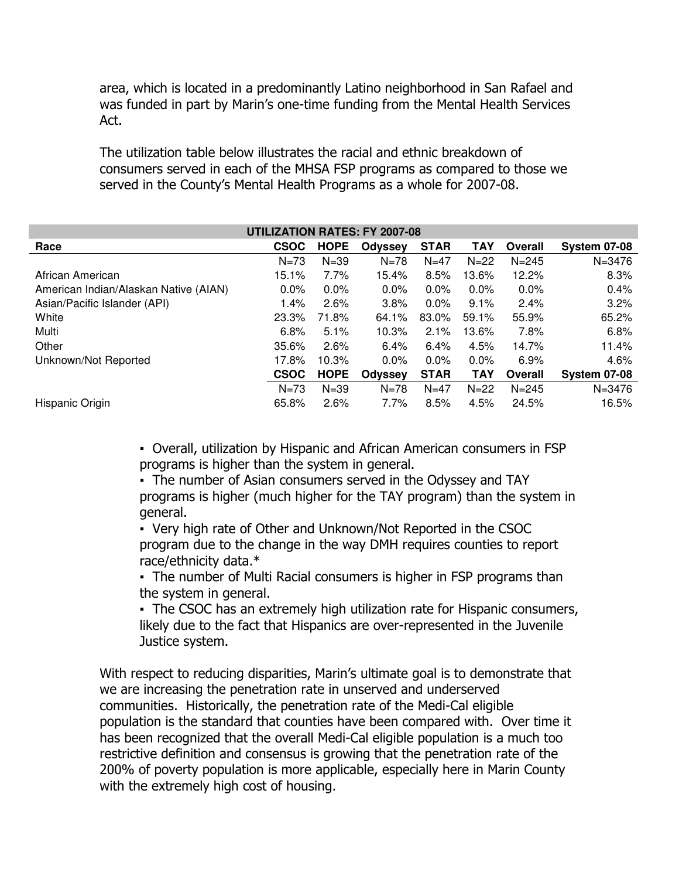area, which is located in a predominantly Latino neighborhood in San Rafael and was funded in part by Marin's one-time funding from the Mental Health Services Act.

The utilization table below illustrates the racial and ethnic breakdown of consumers served in each of the MHSA FSP programs as compared to those we served in the County's Mental Health Programs as a whole for 2007-08.

| UTILIZATION RATES: FY 2007-08 | | | | | | | |
|---|---|---|---|---|---|---|---|
| **Race** | **CSOC** | **HOPE** | **Odyssey** | **STAR** | **TAY** | **Overall** | **System 07-08** |
| | N=73 | N=39 | N=78 | N=47 | N=22 | N=245 | N=3476 |
| African American | 15.1% | 7.7% | 15.4% | 8.5% | 13.6% | 12.2% | 8.3% |
| American Indian/Alaskan Native (AIAN) | 0.0% | 0.0% | 0.0% | 0.0% | 0.0% | 0.0% | 0.4% |
| Asian/Pacific Islander (API) | 1.4% | 2.6% | 3.8% | 0.0% | 9.1% | 2.4% | 3.2% |
| White | 23.3% | 71.8% | 64.1% | 83.0% | 59.1% | 55.9% | 65.2% |
| Multi | 6.8% | 5.1% | 10.3% | 2.1% | 13.6% | 7.8% | 6.8% |
| Other | 35.6% | 2.6% | 6.4% | 6.4% | 4.5% | 14.7% | 11.4% |
| Unknown/Not Reported | 17.8% | 10.3% | 0.0% | 0.0% | 0.0% | 6.9% | 4.6% |
| | **CSOC** | **HOPE** | **Odyssey** | **STAR** | **TAY** | **Overall** | **System 07-08** |
| | N=73 | N=39 | N=78 | N=47 | N=22 | N=245 | N=3476 |
| Hispanic Origin | 65.8% | 2.6% | 7.7% | 8.5% | 4.5% | 24.5% | 16.5% |

- Overall, utilization by Hispanic and African American consumers in FSP programs is higher than the system in general.
- The number of Asian consumers served in the Odyssey and TAY programs is higher (much higher for the TAY program) than the system in general.
- Very high rate of Other and Unknown/Not Reported in the CSOC program due to the change in the way DMH requires counties to report race/ethnicity data.*
- The number of Multi Racial consumers is higher in FSP programs than the system in general.
- The CSOC has an extremely high utilization rate for Hispanic consumers, likely due to the fact that Hispanics are over-represented in the Juvenile Justice system.

With respect to reducing disparities, Marin's ultimate goal is to demonstrate that we are increasing the penetration rate in unserved and underserved communities. Historically, the penetration rate of the Medi-Cal eligible population is the standard that counties have been compared with. Over time it has been recognized that the overall Medi-Cal eligible population is a much too restrictive definition and consensus is growing that the penetration rate of the 200% of poverty population is more applicable, especially here in Marin County with the extremely high cost of housing.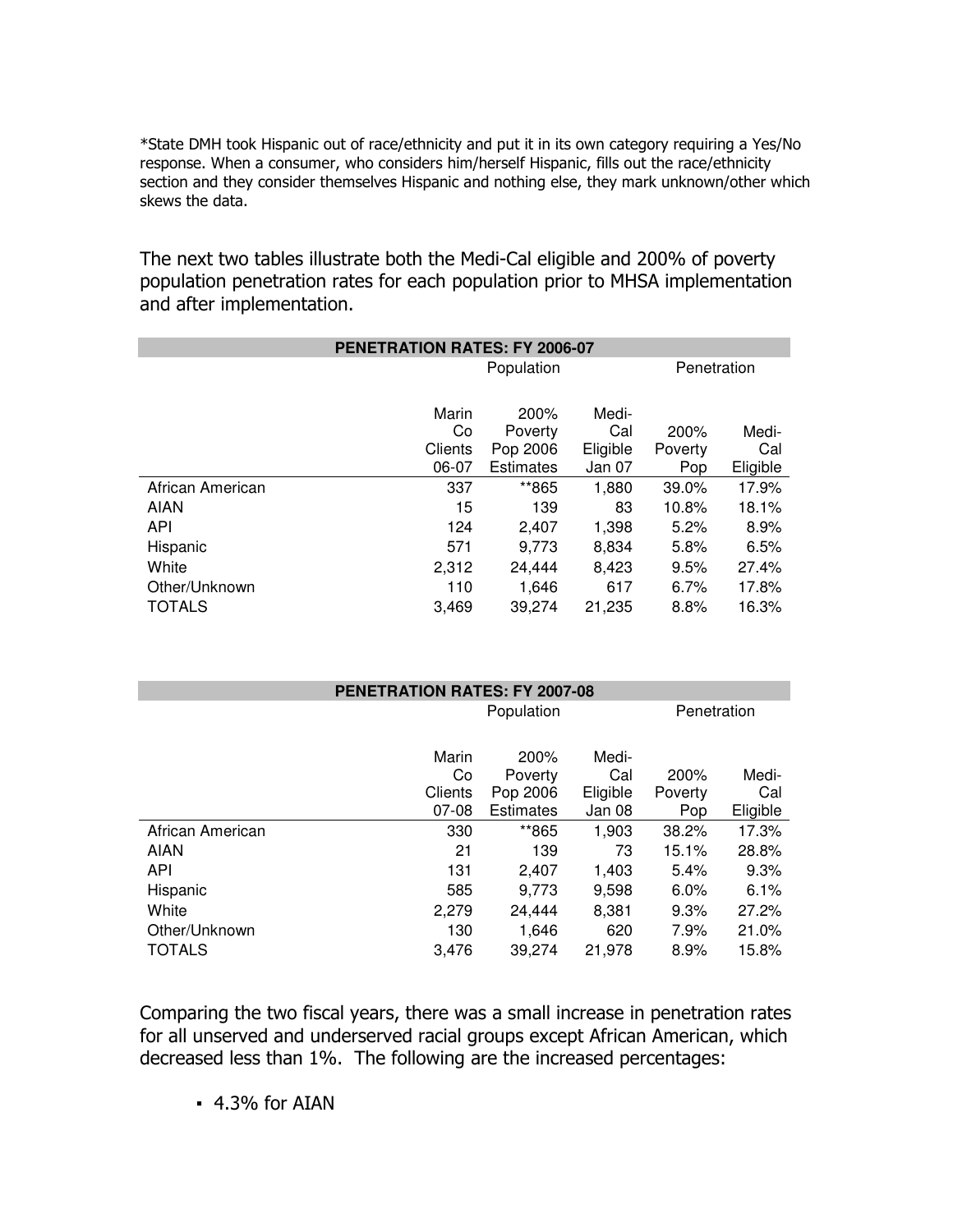*State DMH took Hispanic out of race/ethnicity and put it in its own category requiring a Yes/No response. When a consumer, who considers him/herself Hispanic, fills out the race/ethnicity section and they consider themselves Hispanic and nothing else, they mark unknown/other which skews the data.

The next two tables illustrate both the Medi-Cal eligible and 200% of poverty population penetration rates for each population prior to MHSA implementation and after implementation.

| PENETRATION RATES: FY 2006-07 | | | | | |
|---|---|---|---|---|---|
| | Population | | | Penetration | |
| | Marin Co Clients 06-07 | 200% Poverty Pop 2006 Estimates | Medi-Cal Eligible Jan 07 | 200% Poverty Pop | Medi-Cal Eligible |
| African American | 337 | **865 | 1,880 | 39.0% | 17.9% |
| AIAN | 15 | 139 | 83 | 10.8% | 18.1% |
| API | 124 | 2,407 | 1,398 | 5.2% | 8.9% |
| Hispanic | 571 | 9,773 | 8,834 | 5.8% | 6.5% |
| White | 2,312 | 24,444 | 8,423 | 9.5% | 27.4% |
| Other/Unknown | 110 | 1,646 | 617 | 6.7% | 17.8% |
| TOTALS | 3,469 | 39,274 | 21,235 | 8.8% | 16.3% |

| PENETRATION RATES: FY 2007-08 | | | | | |
|---|---|---|---|---|---|
| | Population | | | Penetration | |
| | Marin Co Clients 07-08 | 200% Poverty Pop 2006 Estimates | Medi-Cal Eligible Jan 08 | 200% Poverty Pop | Medi-Cal Eligible |
| African American | 330 | **865 | 1,903 | 38.2% | 17.3% |
| AIAN | 21 | 139 | 73 | 15.1% | 28.8% |
| API | 131 | 2,407 | 1,403 | 5.4% | 9.3% |
| Hispanic | 585 | 9,773 | 9,598 | 6.0% | 6.1% |
| White | 2,279 | 24,444 | 8,381 | 9.3% | 27.2% |
| Other/Unknown | 130 | 1,646 | 620 | 7.9% | 21.0% |
| TOTALS | 3,476 | 39,274 | 21,978 | 8.9% | 15.8% |

Comparing the two fiscal years, there was a small increase in penetration rates for all unserved and underserved racial groups except African American, which decreased less than 1%. The following are the increased percentages:

- 4.3% for AIAN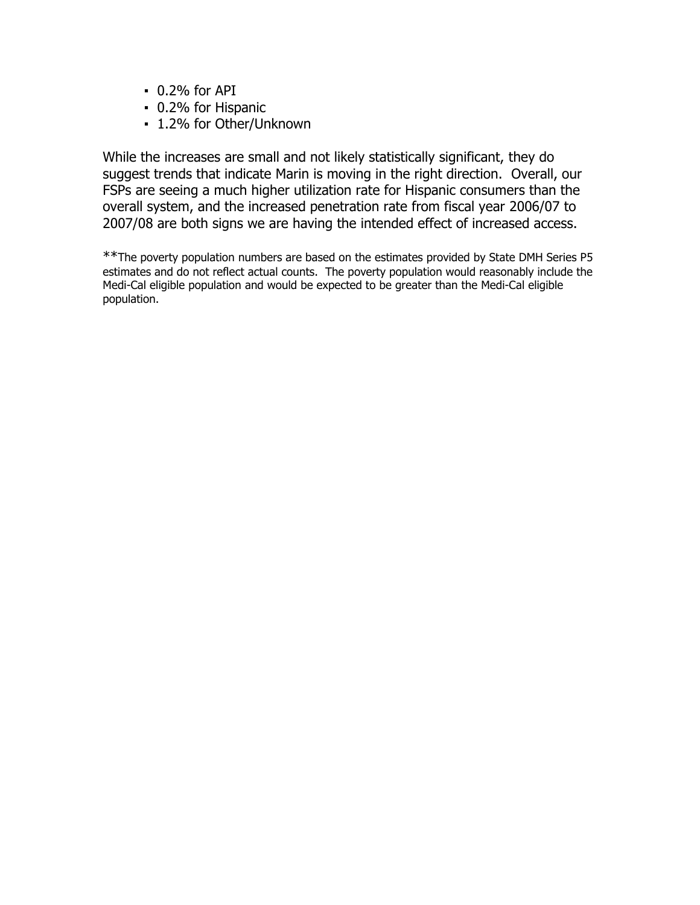- 0.2% for API
- 0.2% for Hispanic
- 1.2% for Other/Unknown

While the increases are small and not likely statistically significant, they do suggest trends that indicate Marin is moving in the right direction. Overall, our FSPs are seeing a much higher utilization rate for Hispanic consumers than the overall system, and the increased penetration rate from fiscal year 2006/07 to 2007/08 are both signs we are having the intended effect of increased access.

**The poverty population numbers are based on the estimates provided by State DMH Series P5 estimates and do not reflect actual counts. The poverty population would reasonably include the Medi-Cal eligible population and would be expected to be greater than the Medi-Cal eligible population.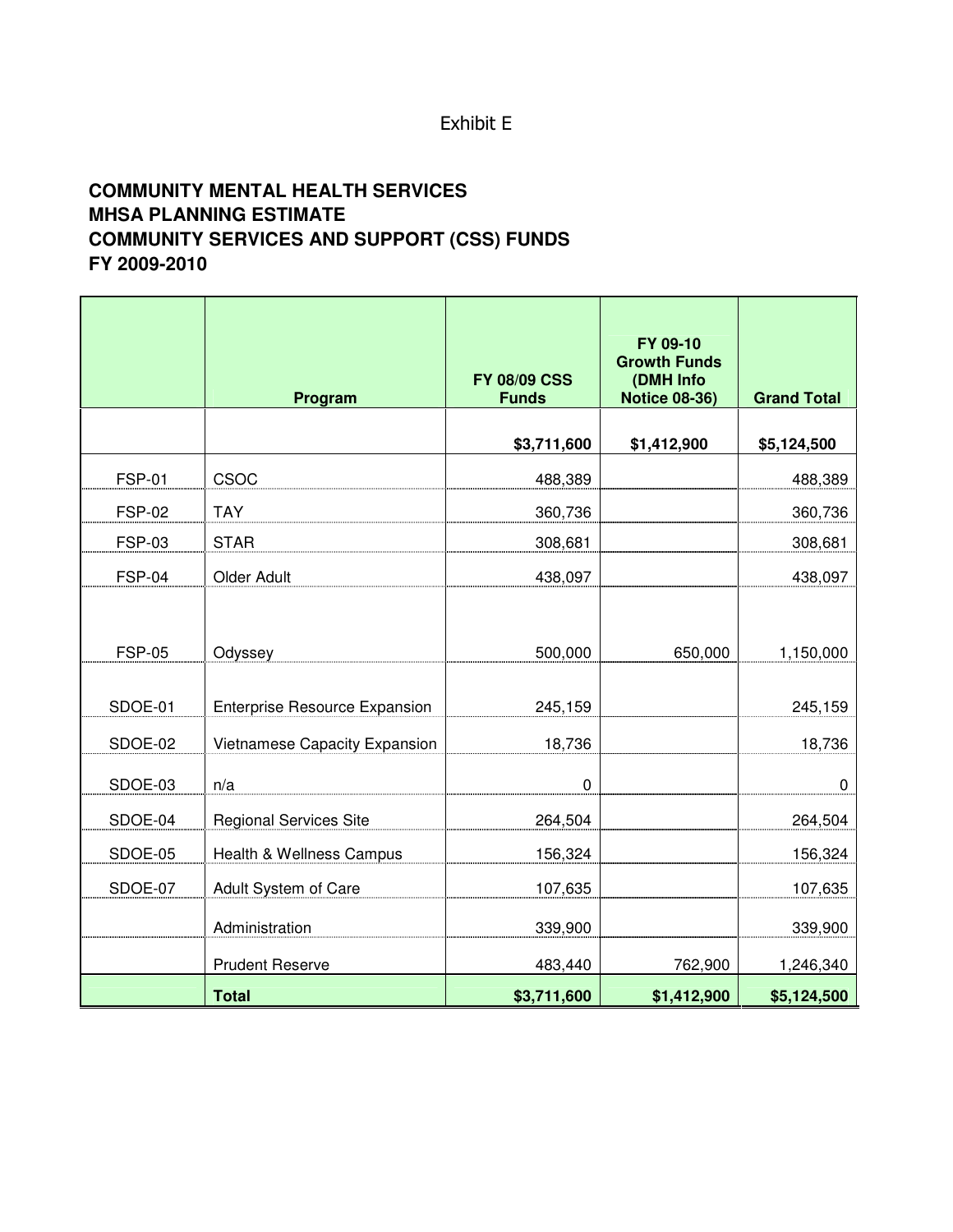Exhibit E

**COMMUNITY MENTAL HEALTH SERVICES**
**MHSA PLANNING ESTIMATE**
**COMMUNITY SERVICES AND SUPPORT (CSS) FUNDS**
**FY 2009-2010**

| | Program | FY 08/09 CSS Funds | FY 09-10 Growth Funds (DMH Info Notice 08-36) | Grand Total |
|---|---|---|---|---|
| | | **$3,711,600** | **$1,412,900** | **$5,124,500** |
| FSP-01 | CSOC | 488,389 | | 488,389 |
| FSP-02 | TAY | 360,736 | | 360,736 |
| FSP-03 | STAR | 308,681 | | 308,681 |
| FSP-04 | Older Adult | 438,097 | | 438,097 |
| FSP-05 | Odyssey | 500,000 | 650,000 | 1,150,000 |
| SDOE-01 | Enterprise Resource Expansion | 245,159 | | 245,159 |
| SDOE-02 | Vietnamese Capacity Expansion | 18,736 | | 18,736 |
| SDOE-03 | n/a | 0 | | 0 |
| SDOE-04 | Regional Services Site | 264,504 | | 264,504 |
| SDOE-05 | Health & Wellness Campus | 156,324 | | 156,324 |
| SDOE-07 | Adult System of Care | 107,635 | | 107,635 |
| | Administration | 339,900 | | 339,900 |
| | Prudent Reserve | 483,440 | 762,900 | 1,246,340 |
| | **Total** | **$3,711,600** | **$1,412,900** | **$5,124,500** |